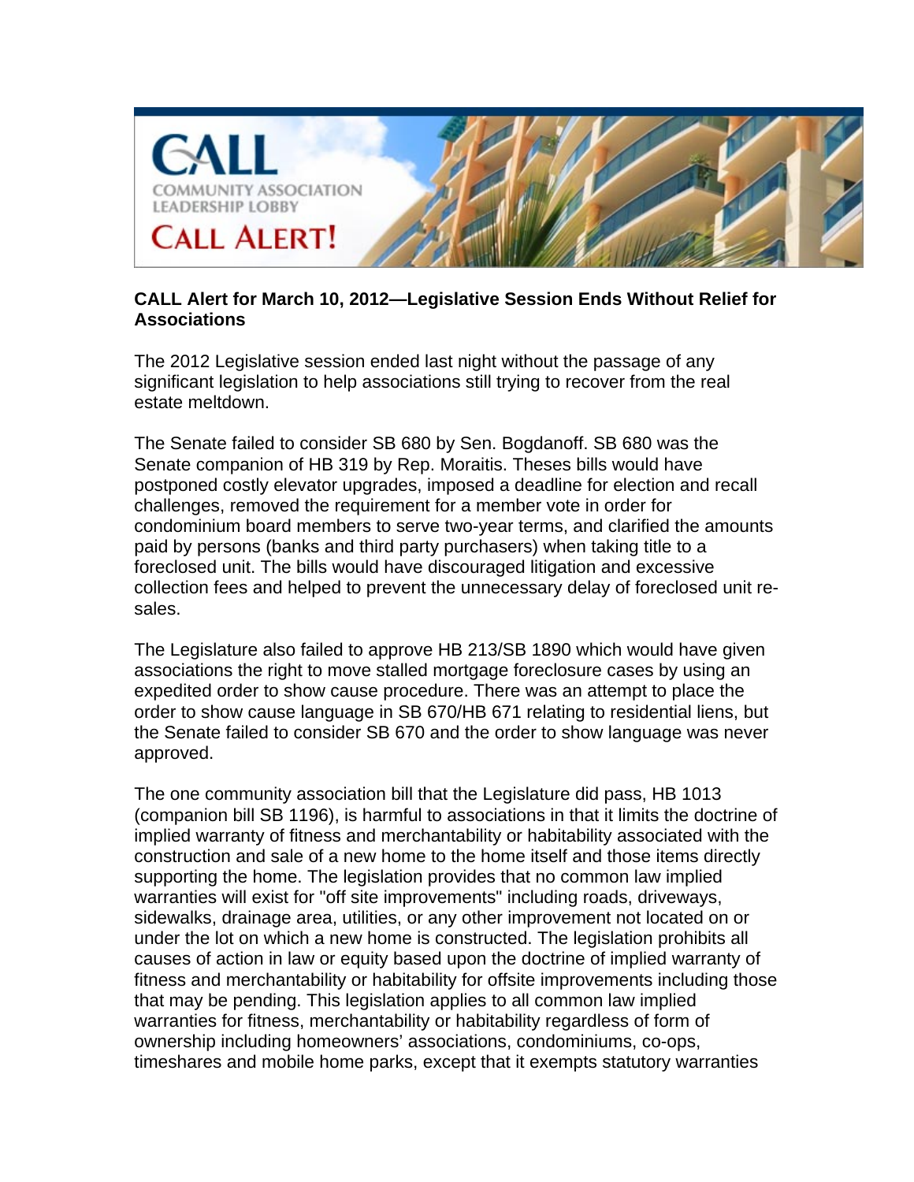# CALL

COMMUNITY ASSOCIATION LEADERSHIP LOBBY

CALL ALERT!

**CALL Alert for March 10, 2012—Legislative Session Ends Without Relief for Associations**

The 2012 Legislative session ended last night without the passage of any significant legislation to help associations still trying to recover from the real estate meltdown.

The Senate failed to consider SB 680 by Sen. Bogdanoff. SB 680 was the Senate companion of HB 319 by Rep. Moraitis. Theses bills would have postponed costly elevator upgrades, imposed a deadline for election and recall challenges, removed the requirement for a member vote in order for condominium board members to serve two-year terms, and clarified the amounts paid by persons (banks and third party purchasers) when taking title to a foreclosed unit. The bills would have discouraged litigation and excessive collection fees and helped to prevent the unnecessary delay of foreclosed unit re-sales.

The Legislature also failed to approve HB 213/SB 1890 which would have given associations the right to move stalled mortgage foreclosure cases by using an expedited order to show cause procedure. There was an attempt to place the order to show cause language in SB 670/HB 671 relating to residential liens, but the Senate failed to consider SB 670 and the order to show language was never approved.

The one community association bill that the Legislature did pass, HB 1013 (companion bill SB 1196), is harmful to associations in that it limits the doctrine of implied warranty of fitness and merchantability or habitability associated with the construction and sale of a new home to the home itself and those items directly supporting the home. The legislation provides that no common law implied warranties will exist for "off site improvements" including roads, driveways, sidewalks, drainage area, utilities, or any other improvement not located on or under the lot on which a new home is constructed. The legislation prohibits all causes of action in law or equity based upon the doctrine of implied warranty of fitness and merchantability or habitability for offsite improvements including those that may be pending. This legislation applies to all common law implied warranties for fitness, merchantability or habitability regardless of form of ownership including homeowners' associations, condominiums, co-ops, timeshares and mobile home parks, except that it exempts statutory warranties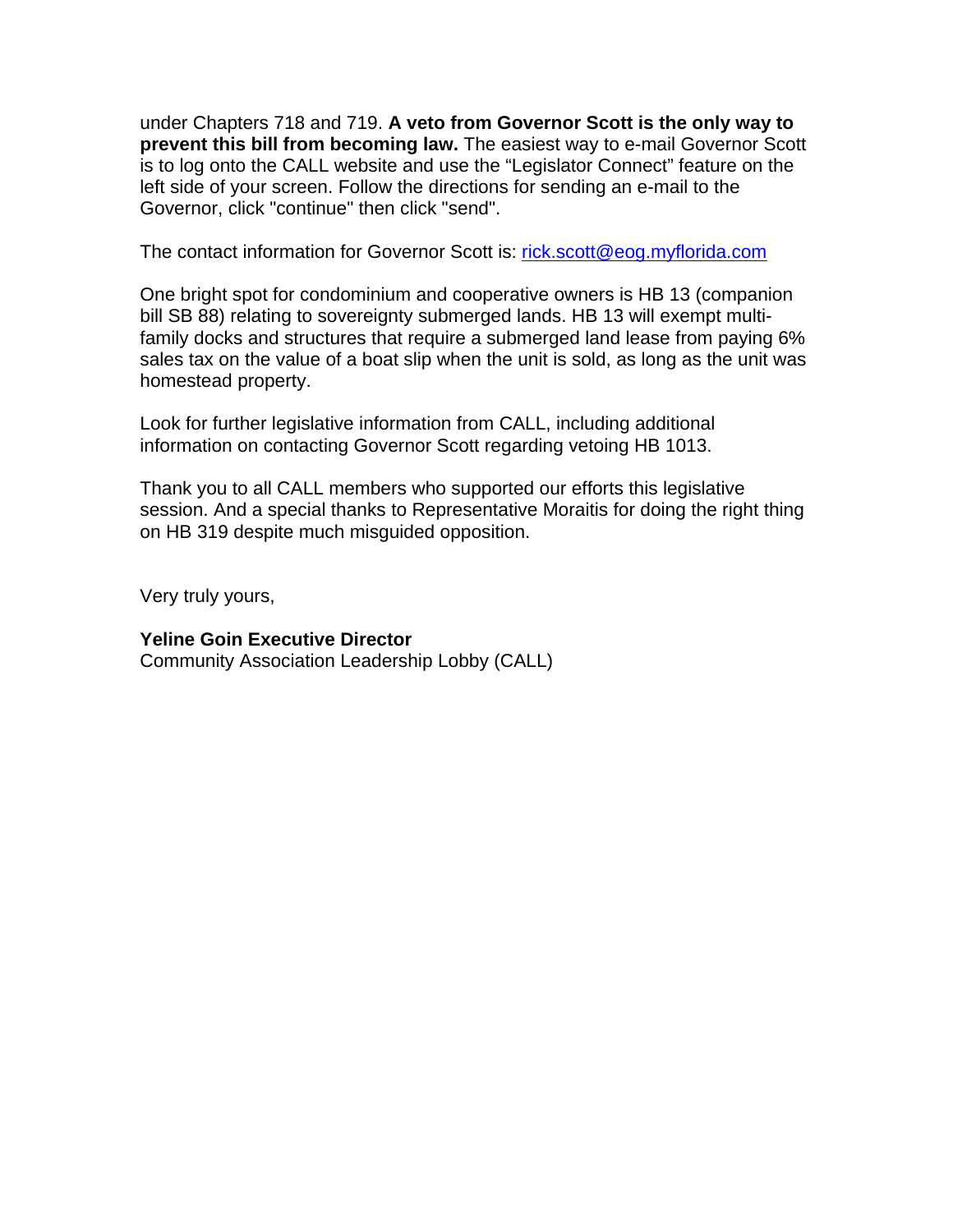under Chapters 718 and 719. **A veto from Governor Scott is the only way to prevent this bill from becoming law.** The easiest way to e-mail Governor Scott is to log onto the CALL website and use the "Legislator Connect" feature on the left side of your screen. Follow the directions for sending an e-mail to the Governor, click "continue" then click "send".

The contact information for Governor Scott is: rick.scott@eog.myflorida.com

One bright spot for condominium and cooperative owners is HB 13 (companion bill SB 88) relating to sovereignty submerged lands. HB 13 will exempt multi-family docks and structures that require a submerged land lease from paying 6% sales tax on the value of a boat slip when the unit is sold, as long as the unit was homestead property.

Look for further legislative information from CALL, including additional information on contacting Governor Scott regarding vetoing HB 1013.

Thank you to all CALL members who supported our efforts this legislative session. And a special thanks to Representative Moraitis for doing the right thing on HB 319 despite much misguided opposition.

Very truly yours,

**Yeline Goin Executive Director**
Community Association Leadership Lobby (CALL)